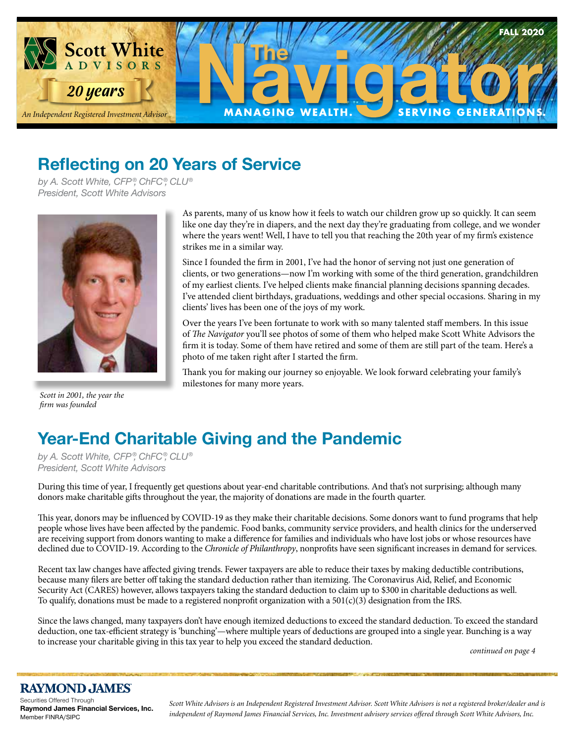Scott White ADVISORS

*20 years*

*An Independent Registered Investment Advisor*

FALL 2020

# The Navigator

**MANAGING WEALTH. SERVING GENERATIONS.**

## Reflecting on 20 Years of Service

*by A. Scott White, CFP®, ChFC®, CLU®*
*President, Scott White Advisors*

*Scott in 2001, the year the firm was founded*

As parents, many of us know how it feels to watch our children grow up so quickly. It can seem like one day they're in diapers, and the next day they're graduating from college, and we wonder where the years went! Well, I have to tell you that reaching the 20th year of my firm's existence strikes me in a similar way.

Since I founded the firm in 2001, I've had the honor of serving not just one generation of clients, or two generations—now I'm working with some of the third generation, grandchildren of my earliest clients. I've helped clients make financial planning decisions spanning decades. I've attended client birthdays, graduations, weddings and other special occasions. Sharing in my clients' lives has been one of the joys of my work.

Over the years I've been fortunate to work with so many talented staff members. In this issue of *The Navigator* you'll see photos of some of them who helped make Scott White Advisors the firm it is today. Some of them have retired and some of them are still part of the team. Here's a photo of me taken right after I started the firm.

Thank you for making our journey so enjoyable. We look forward celebrating your family's milestones for many more years.

## Year-End Charitable Giving and the Pandemic

*by A. Scott White, CFP®, ChFC®, CLU®*
*President, Scott White Advisors*

During this time of year, I frequently get questions about year-end charitable contributions. And that's not surprising; although many donors make charitable gifts throughout the year, the majority of donations are made in the fourth quarter.

This year, donors may be influenced by COVID-19 as they make their charitable decisions. Some donors want to fund programs that help people whose lives have been affected by the pandemic. Food banks, community service providers, and health clinics for the underserved are receiving support from donors wanting to make a difference for families and individuals who have lost jobs or whose resources have declined due to COVID-19. According to the *Chronicle of Philanthropy*, nonprofits have seen significant increases in demand for services.

Recent tax law changes have affected giving trends. Fewer taxpayers are able to reduce their taxes by making deductible contributions, because many filers are better off taking the standard deduction rather than itemizing. The Coronavirus Aid, Relief, and Economic Security Act (CARES) however, allows taxpayers taking the standard deduction to claim up to $300 in charitable deductions as well. To qualify, donations must be made to a registered nonprofit organization with a 501(c)(3) designation from the IRS.

Since the laws changed, many taxpayers don't have enough itemized deductions to exceed the standard deduction. To exceed the standard deduction, one tax-efficient strategy is 'bunching'—where multiple years of deductions are grouped into a single year. Bunching is a way to increase your charitable giving in this tax year to help you exceed the standard deduction.

*continued on page 4*

**RAYMOND JAMES**
Securities Offered Through
**Raymond James Financial Services, Inc.**
Member FINRA/SIPC

*Scott White Advisors is an Independent Registered Investment Advisor. Scott White Advisors is not a registered broker/dealer and is independent of Raymond James Financial Services, Inc. Investment advisory services offered through Scott White Advisors, Inc.*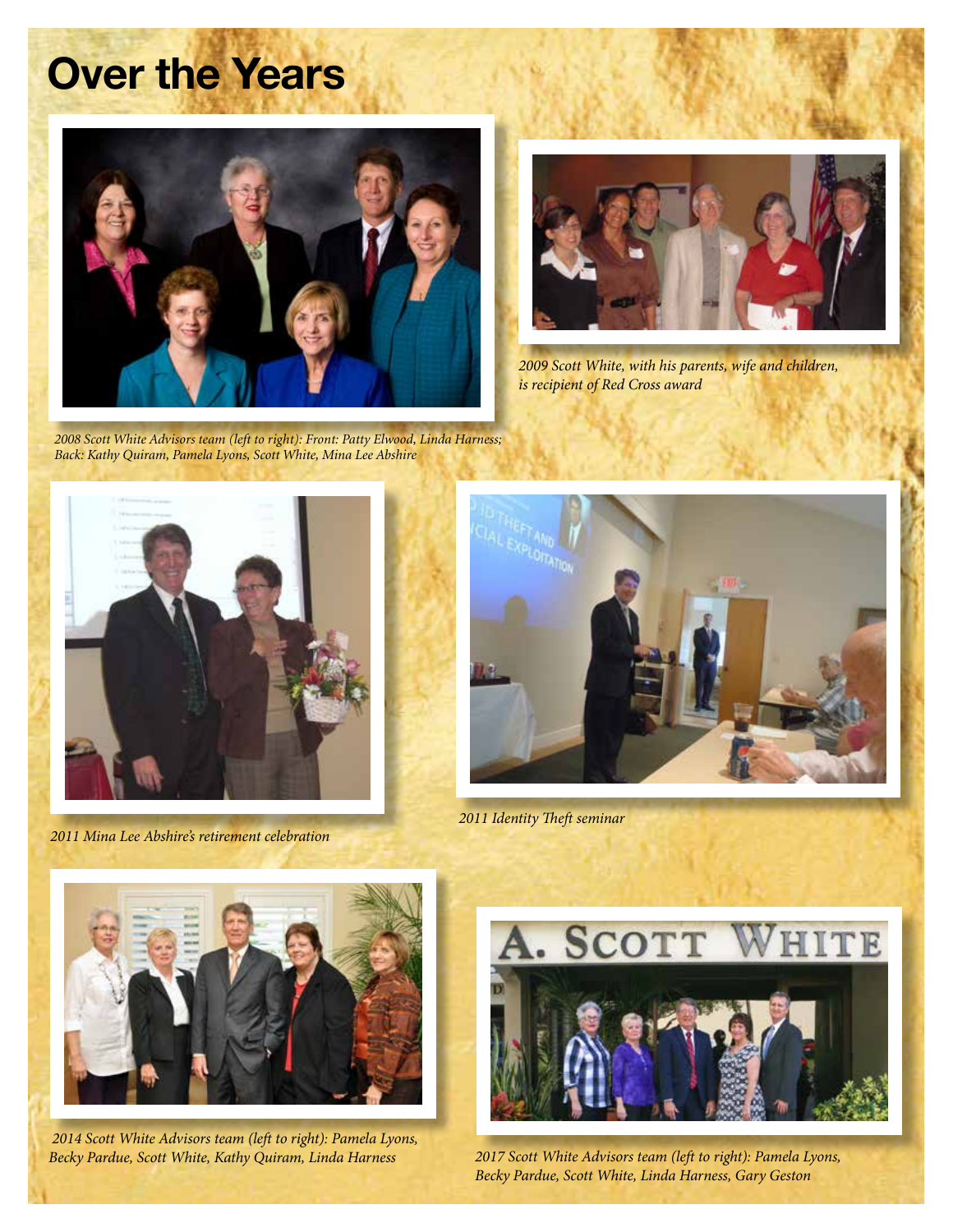# Over the Years

*2008 Scott White Advisors team (left to right): Front: Patty Elwood, Linda Harness; Back: Kathy Quiram, Pamela Lyons, Scott White, Mina Lee Abshire*

*2009 Scott White, with his parents, wife and children, is recipient of Red Cross award*

*2011 Mina Lee Abshire's retirement celebration*

*2011 Identity Theft seminar*

*2014 Scott White Advisors team (left to right): Pamela Lyons, Becky Pardue, Scott White, Kathy Quiram, Linda Harness*

*2017 Scott White Advisors team (left to right): Pamela Lyons, Becky Pardue, Scott White, Linda Harness, Gary Geston*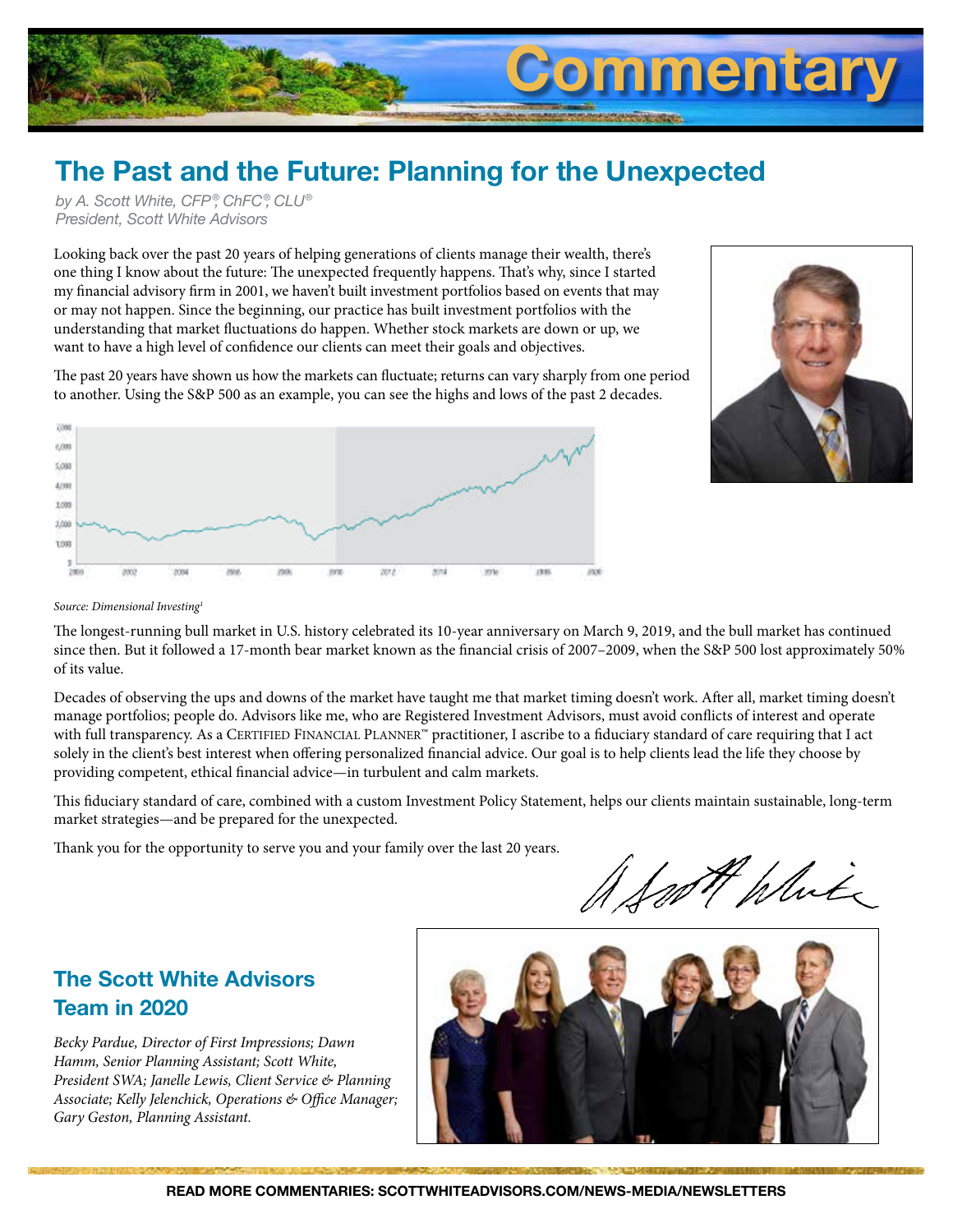# Commentary

## The Past and the Future: Planning for the Unexpected

*by A. Scott White, CFP®, ChFC®, CLU®*
*President, Scott White Advisors*

Looking back over the past 20 years of helping generations of clients manage their wealth, there's one thing I know about the future: The unexpected frequently happens. That's why, since I started my financial advisory firm in 2001, we haven't built investment portfolios based on events that may or may not happen. Since the beginning, our practice has built investment portfolios with the understanding that market fluctuations do happen. Whether stock markets are down or up, we want to have a high level of confidence our clients can meet their goals and objectives.

The past 20 years have shown us how the markets can fluctuate; returns can vary sharply from one period to another. Using the S&P 500 as an example, you can see the highs and lows of the past 2 decades.

*Source: Dimensional Investing*[1]

The longest-running bull market in U.S. history celebrated its 10-year anniversary on March 9, 2019, and the bull market has continued since then. But it followed a 17-month bear market known as the financial crisis of 2007–2009, when the S&P 500 lost approximately 50% of its value.

Decades of observing the ups and downs of the market have taught me that market timing doesn't work. After all, market timing doesn't manage portfolios; people do. Advisors like me, who are Registered Investment Advisors, must avoid conflicts of interest and operate with full transparency. As a CERTIFIED FINANCIAL PLANNER™ practitioner, I ascribe to a fiduciary standard of care requiring that I act solely in the client's best interest when offering personalized financial advice. Our goal is to help clients lead the life they choose by providing competent, ethical financial advice—in turbulent and calm markets.

This fiduciary standard of care, combined with a custom Investment Policy Statement, helps our clients maintain sustainable, long-term market strategies—and be prepared for the unexpected.

Thank you for the opportunity to serve you and your family over the last 20 years.

A Scott White

## The Scott White Advisors Team in 2020

*Becky Pardue, Director of First Impressions; Dawn Hamm, Senior Planning Assistant; Scott White, President SWA; Janelle Lewis, Client Service & Planning Associate; Kelly Jelenchick, Operations & Office Manager; Gary Geston, Planning Assistant.*

**READ MORE COMMENTARIES: SCOTTWHITEADVISORS.COM/NEWS-MEDIA/NEWSLETTERS**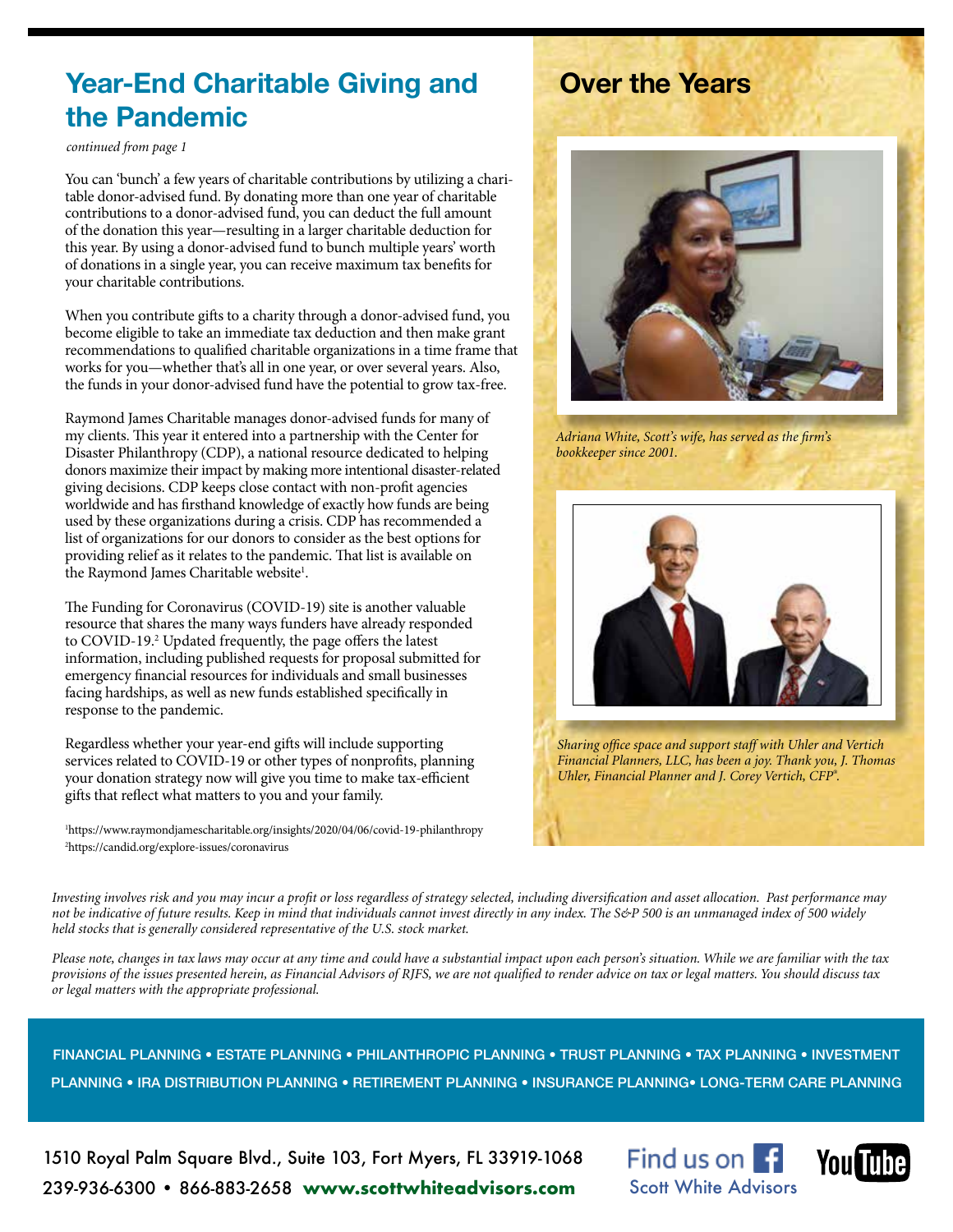## Year-End Charitable Giving and the Pandemic

*continued from page 1*

You can 'bunch' a few years of charitable contributions by utilizing a charitable donor-advised fund. By donating more than one year of charitable contributions to a donor-advised fund, you can deduct the full amount of the donation this year—resulting in a larger charitable deduction for this year. By using a donor-advised fund to bunch multiple years' worth of donations in a single year, you can receive maximum tax benefits for your charitable contributions.

When you contribute gifts to a charity through a donor-advised fund, you become eligible to take an immediate tax deduction and then make grant recommendations to qualified charitable organizations in a time frame that works for you—whether that's all in one year, or over several years. Also, the funds in your donor-advised fund have the potential to grow tax-free.

Raymond James Charitable manages donor-advised funds for many of my clients. This year it entered into a partnership with the Center for Disaster Philanthropy (CDP), a national resource dedicated to helping donors maximize their impact by making more intentional disaster-related giving decisions. CDP keeps close contact with non-profit agencies worldwide and has firsthand knowledge of exactly how funds are being used by these organizations during a crisis. CDP has recommended a list of organizations for our donors to consider as the best options for providing relief as it relates to the pandemic. That list is available on the Raymond James Charitable website[1].

The Funding for Coronavirus (COVID-19) site is another valuable resource that shares the many ways funders have already responded to COVID-19.[2] Updated frequently, the page offers the latest information, including published requests for proposal submitted for emergency financial resources for individuals and small businesses facing hardships, as well as new funds established specifically in response to the pandemic.

Regardless whether your year-end gifts will include supporting services related to COVID-19 or other types of nonprofits, planning your donation strategy now will give you time to make tax-efficient gifts that reflect what matters to you and your family.

[1]https://www.raymondjamescharitable.org/insights/2020/04/06/covid-19-philanthropy
[2]https://candid.org/explore-issues/coronavirus

## Over the Years

*Adriana White, Scott's wife, has served as the firm's bookkeeper since 2001.*

*Sharing office space and support staff with Uhler and Vertich Financial Planners, LLC, has been a joy. Thank you, J. Thomas Uhler, Financial Planner and J. Corey Vertich, CFP®.*

*Investing involves risk and you may incur a profit or loss regardless of strategy selected, including diversification and asset allocation. Past performance may not be indicative of future results. Keep in mind that individuals cannot invest directly in any index. The S&P 500 is an unmanaged index of 500 widely held stocks that is generally considered representative of the U.S. stock market.*

*Please note, changes in tax laws may occur at any time and could have a substantial impact upon each person's situation. While we are familiar with the tax provisions of the issues presented herein, as Financial Advisors of RJFS, we are not qualified to render advice on tax or legal matters. You should discuss tax or legal matters with the appropriate professional.*

FINANCIAL PLANNING • ESTATE PLANNING • PHILANTHROPIC PLANNING • TRUST PLANNING • TAX PLANNING • INVESTMENT PLANNING • IRA DISTRIBUTION PLANNING • RETIREMENT PLANNING • INSURANCE PLANNING• LONG-TERM CARE PLANNING

1510 Royal Palm Square Blvd., Suite 103, Fort Myers, FL 33919-1068
239-936-6300 • 866-883-2658 **www.scottwhiteadvisors.com**

Find us on Facebook
Scott White Advisors
YouTube